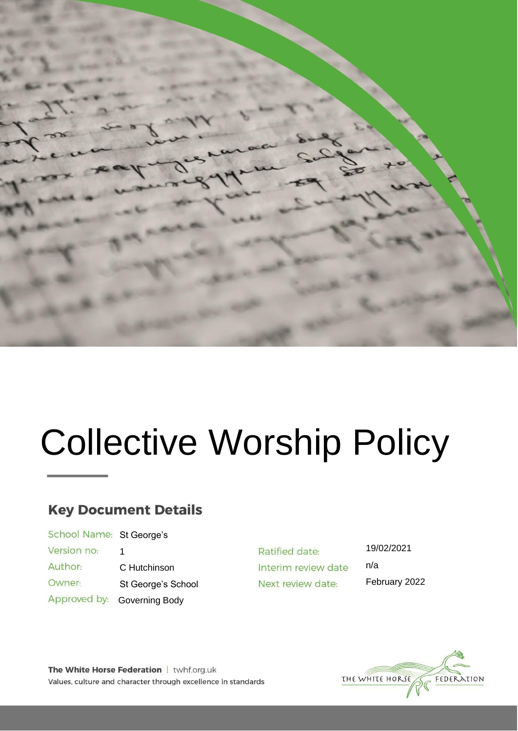# Collective Worship Policy

## Key Document Details

| | | | |
|---|---|---|---|
| School Name: | St George's | Ratified date: | 19/02/2021 |
| Version no: | 1 | Interim review date | n/a |
| Author: | C Hutchinson | Next review date: | February 2022 |
| Owner: | St George's School | | |
| Approved by: | Governing Body | | |

**The White Horse Federation** | twhf.org.uk
Values, culture and character through excellence in standards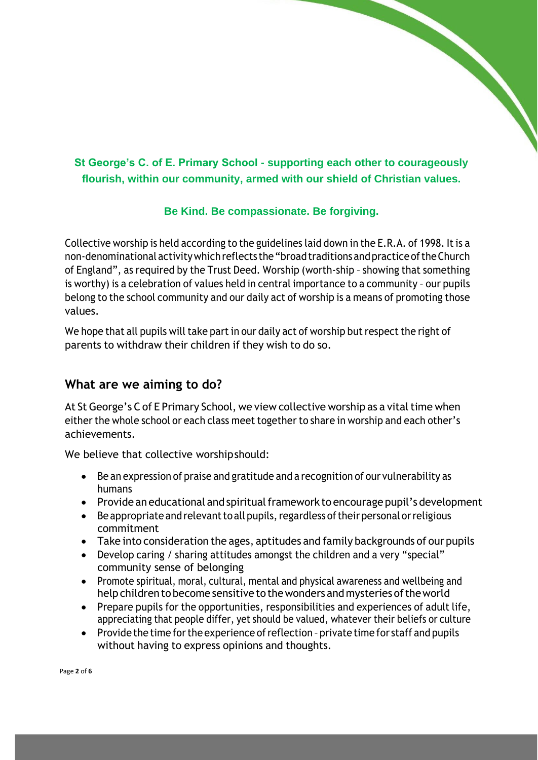**St George's C. of E. Primary School - supporting each other to courageously flourish, within our community, armed with our shield of Christian values.**

**Be Kind. Be compassionate. Be forgiving.**

Collective worship is held according to the guidelines laid down in the E.R.A. of 1998. It is a non-denominational activity which reflects the "broad traditions and practice of the Church of England", as required by the Trust Deed. Worship (worth-ship - showing that something is worthy) is a celebration of values held in central importance to a community - our pupils belong to the school community and our daily act of worship is a means of promoting those values.

We hope that all pupils will take part in our daily act of worship but respect the right of parents to withdraw their children if they wish to do so.

## What are we aiming to do?

At St George's C of E Primary School, we view collective worship as a vital time when either the whole school or each class meet together to share in worship and each other's achievements.

We believe that collective worship should:

- Be an expression of praise and gratitude and a recognition of our vulnerability as humans
- Provide an educational and spiritual framework to encourage pupil's development
- Be appropriate and relevant to all pupils, regardless of their personal or religious commitment
- Take into consideration the ages, aptitudes and family backgrounds of our pupils
- Develop caring / sharing attitudes amongst the children and a very "special" community sense of belonging
- Promote spiritual, moral, cultural, mental and physical awareness and wellbeing and help children to become sensitive to the wonders and mysteries of the world
- Prepare pupils for the opportunities, responsibilities and experiences of adult life, appreciating that people differ, yet should be valued, whatever their beliefs or culture
- Provide the time for the experience of reflection - private time for staff and pupils without having to express opinions and thoughts.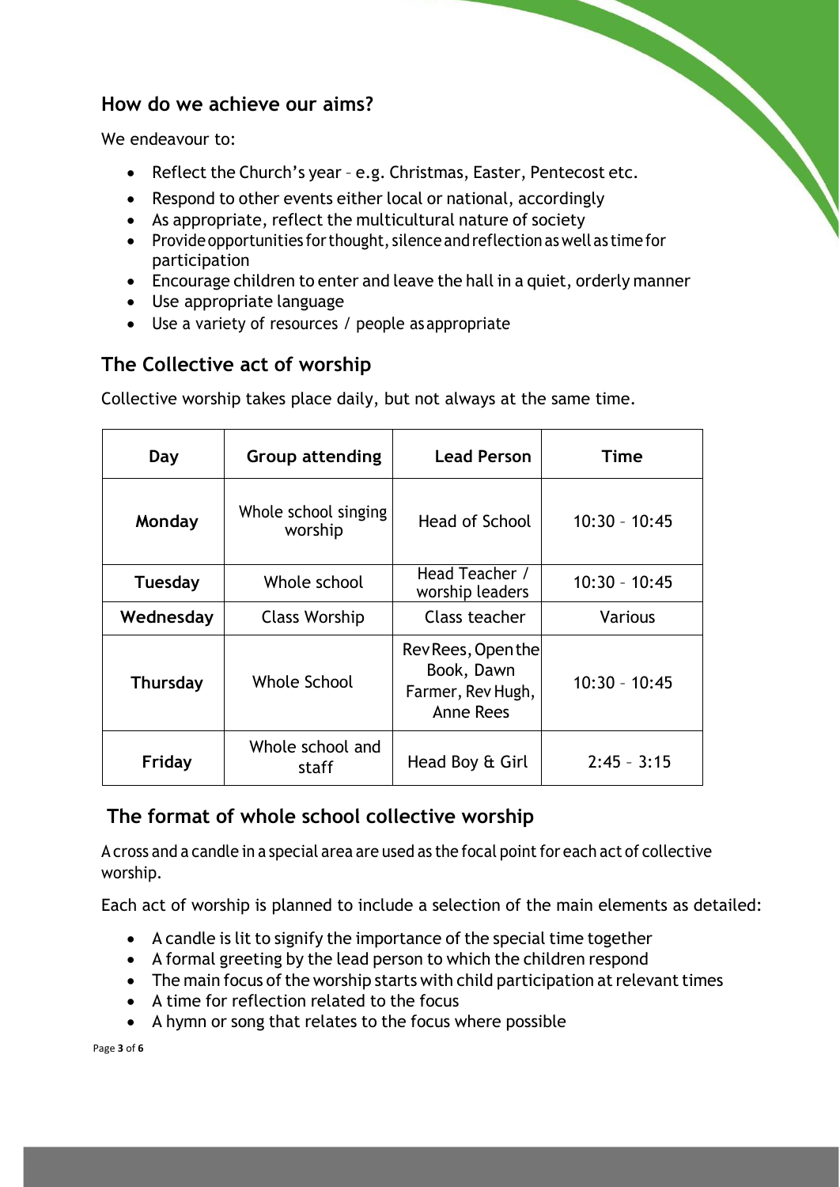## How do we achieve our aims?

We endeavour to:

- Reflect the Church's year – e.g. Christmas, Easter, Pentecost etc.
- Respond to other events either local or national, accordingly
- As appropriate, reflect the multicultural nature of society
- Provide opportunities for thought, silence and reflection as well as time for participation
- Encourage children to enter and leave the hall in a quiet, orderly manner
- Use appropriate language
- Use a variety of resources / people as appropriate

## The Collective act of worship

Collective worship takes place daily, but not always at the same time.

| Day | Group attending | Lead Person | Time |
|---|---|---|---|
| **Monday** | Whole school singing worship | Head of School | 10:30 – 10:45 |
| **Tuesday** | Whole school | Head Teacher / worship leaders | 10:30 – 10:45 |
| **Wednesday** | Class Worship | Class teacher | Various |
| **Thursday** | Whole School | Rev Rees, Open the Book, Dawn Farmer, Rev Hugh, Anne Rees | 10:30 – 10:45 |
| **Friday** | Whole school and staff | Head Boy & Girl | 2:45 – 3:15 |

## The format of whole school collective worship

A cross and a candle in a special area are used as the focal point for each act of collective worship.

Each act of worship is planned to include a selection of the main elements as detailed:

- A candle is lit to signify the importance of the special time together
- A formal greeting by the lead person to which the children respond
- The main focus of the worship starts with child participation at relevant times
- A time for reflection related to the focus
- A hymn or song that relates to the focus where possible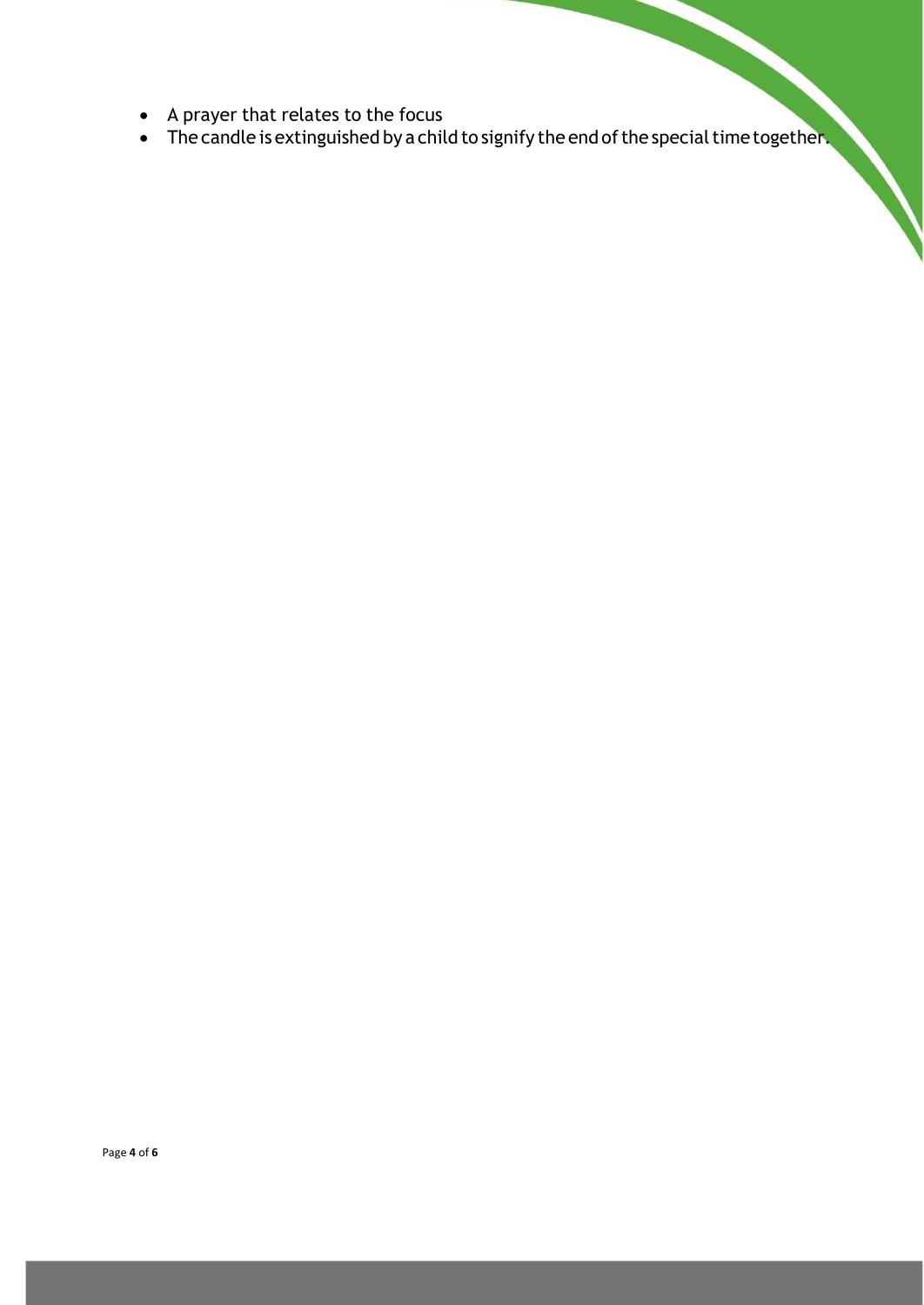- A prayer that relates to the focus
- The candle is extinguished by a child to signify the end of the special time together.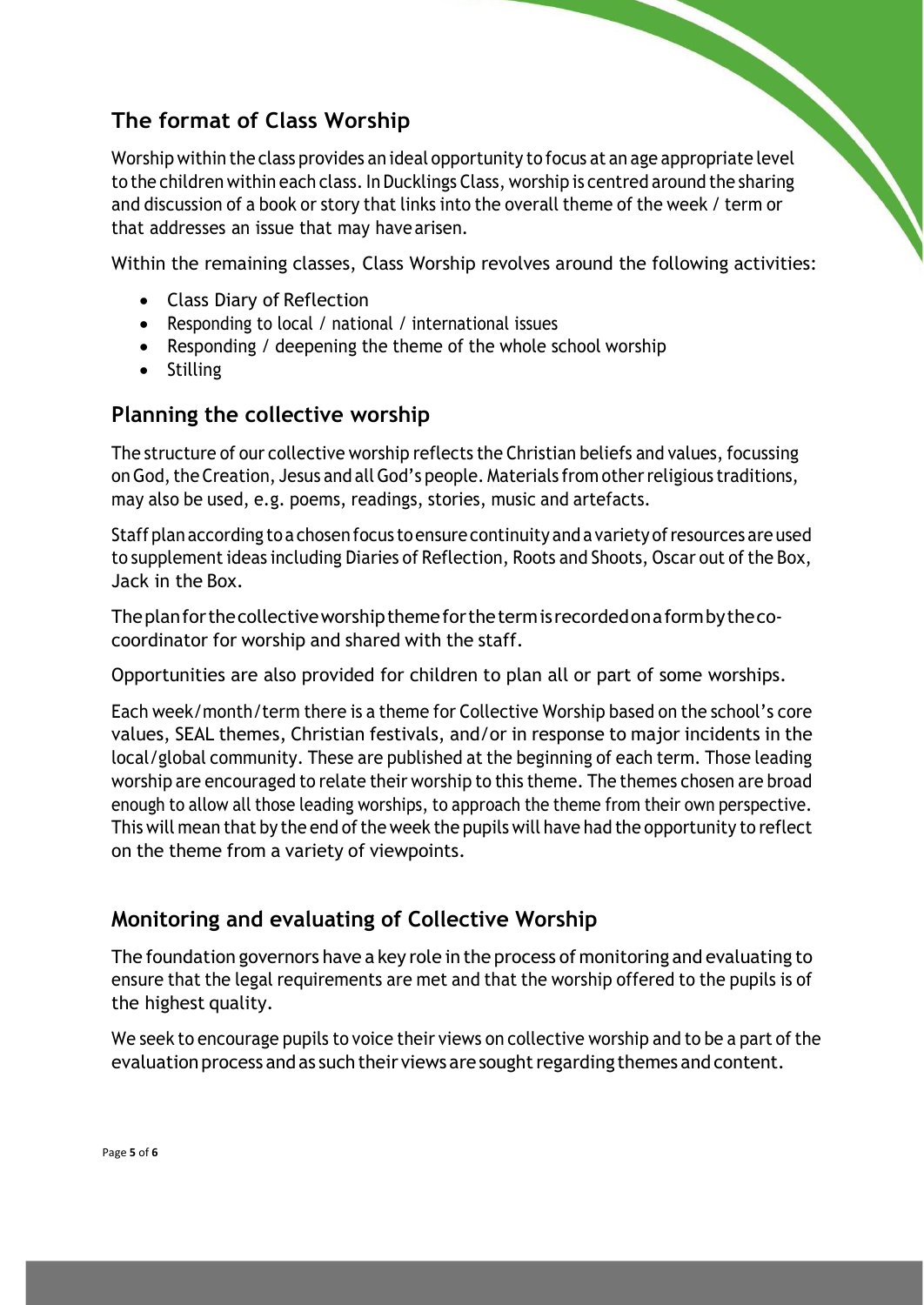## The format of Class Worship

Worship within the class provides an ideal opportunity to focus at an age appropriate level to the children within each class. In Ducklings Class, worship is centred around the sharing and discussion of a book or story that links into the overall theme of the week / term or that addresses an issue that may have arisen.

Within the remaining classes, Class Worship revolves around the following activities:

- Class Diary of Reflection
- Responding to local / national / international issues
- Responding / deepening the theme of the whole school worship
- Stilling

## Planning the collective worship

The structure of our collective worship reflects the Christian beliefs and values, focussing on God, the Creation, Jesus and all God's people. Materials from other religious traditions, may also be used, e.g. poems, readings, stories, music and artefacts.

Staff plan according to a chosen focus to ensure continuity and a variety of resources are used to supplement ideas including Diaries of Reflection, Roots and Shoots, Oscar out of the Box, Jack in the Box.

The plan for the collective worship theme for the term is recorded on a form by the co-coordinator for worship and shared with the staff.

Opportunities are also provided for children to plan all or part of some worships.

Each week/month/term there is a theme for Collective Worship based on the school's core values, SEAL themes, Christian festivals, and/or in response to major incidents in the local/global community. These are published at the beginning of each term. Those leading worship are encouraged to relate their worship to this theme. The themes chosen are broad enough to allow all those leading worships, to approach the theme from their own perspective. This will mean that by the end of the week the pupils will have had the opportunity to reflect on the theme from a variety of viewpoints.

## Monitoring and evaluating of Collective Worship

The foundation governors have a key role in the process of monitoring and evaluating to ensure that the legal requirements are met and that the worship offered to the pupils is of the highest quality.

We seek to encourage pupils to voice their views on collective worship and to be a part of the evaluation process and as such their views are sought regarding themes and content.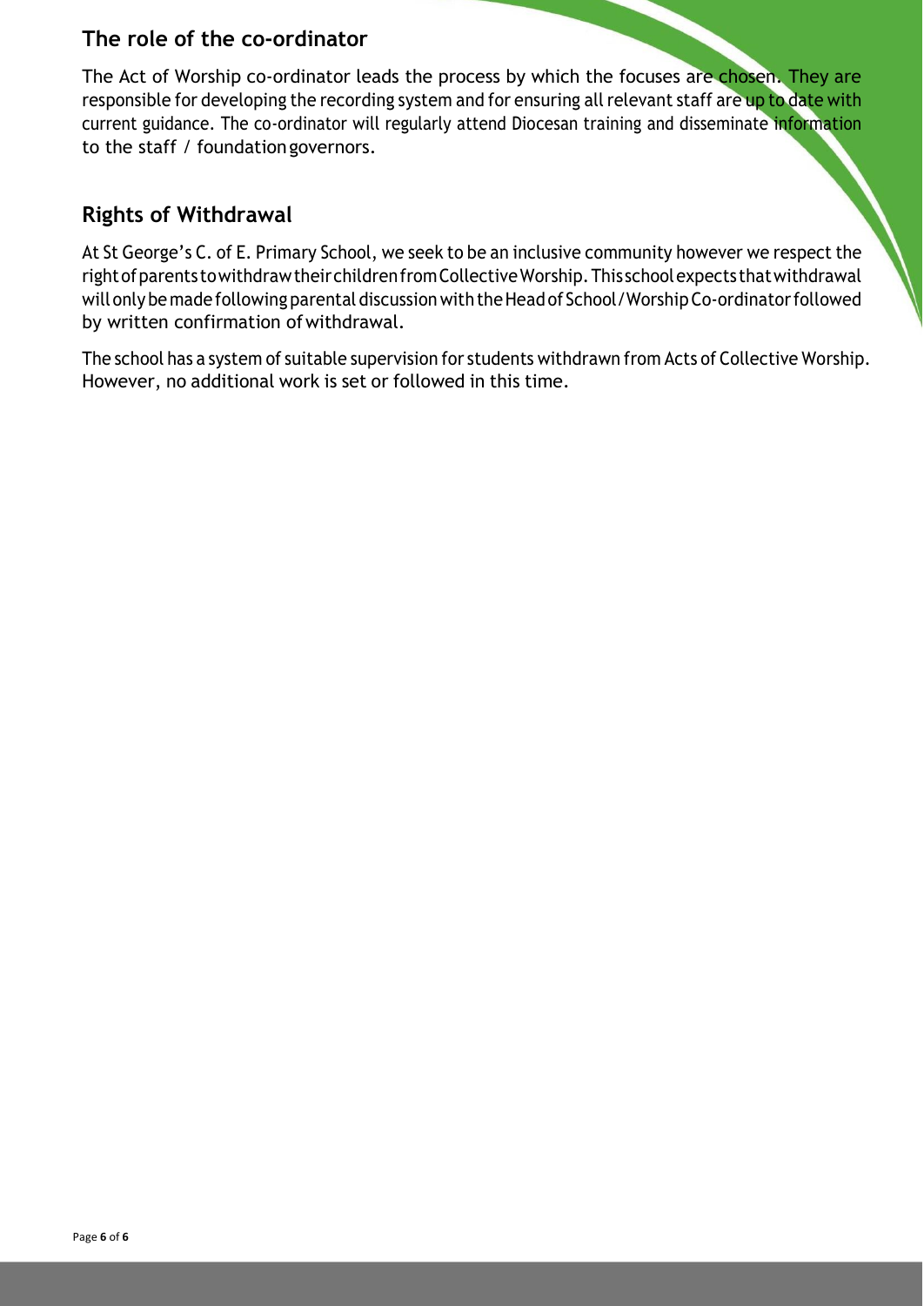## The role of the co-ordinator

The Act of Worship co-ordinator leads the process by which the focuses are chosen. They are responsible for developing the recording system and for ensuring all relevant staff are up to date with current guidance. The co-ordinator will regularly attend Diocesan training and disseminate information to the staff / foundation governors.

## Rights of Withdrawal

At St George's C. of E. Primary School, we seek to be an inclusive community however we respect the right of parents to withdraw their children from Collective Worship. This school expects that withdrawal will only be made following parental discussion with the Head of School / Worship Co-ordinator followed by written confirmation of withdrawal.

The school has a system of suitable supervision for students withdrawn from Acts of Collective Worship. However, no additional work is set or followed in this time.